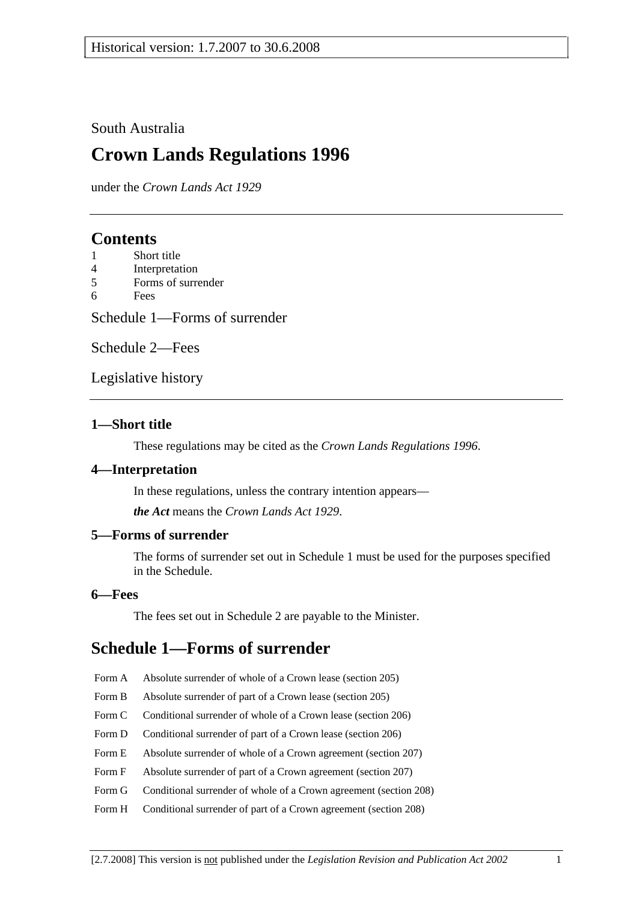Historical version: 1.7.2007 to 30.6.2008

South Australia

# Crown Lands Regulations 1996

under the *Crown Lands Act 1929*

---

## Contents

1 Short title
4 Interpretation
5 Forms of surrender
6 Fees

Schedule 1—Forms of surrender

Schedule 2—Fees

Legislative history

---

### 1—Short title

These regulations may be cited as the *Crown Lands Regulations 1996*.

### 4—Interpretation

In these regulations, unless the contrary intention appears—

***the Act*** means the *Crown Lands Act 1929*.

### 5—Forms of surrender

The forms of surrender set out in Schedule 1 must be used for the purposes specified in the Schedule.

### 6—Fees

The fees set out in Schedule 2 are payable to the Minister.

## Schedule 1—Forms of surrender

| | |
|---|---|
| Form A | Absolute surrender of whole of a Crown lease (section 205) |
| Form B | Absolute surrender of part of a Crown lease (section 205) |
| Form C | Conditional surrender of whole of a Crown lease (section 206) |
| Form D | Conditional surrender of part of a Crown lease (section 206) |
| Form E | Absolute surrender of whole of a Crown agreement (section 207) |
| Form F | Absolute surrender of part of a Crown agreement (section 207) |
| Form G | Conditional surrender of whole of a Crown agreement (section 208) |
| Form H | Conditional surrender of part of a Crown agreement (section 208) |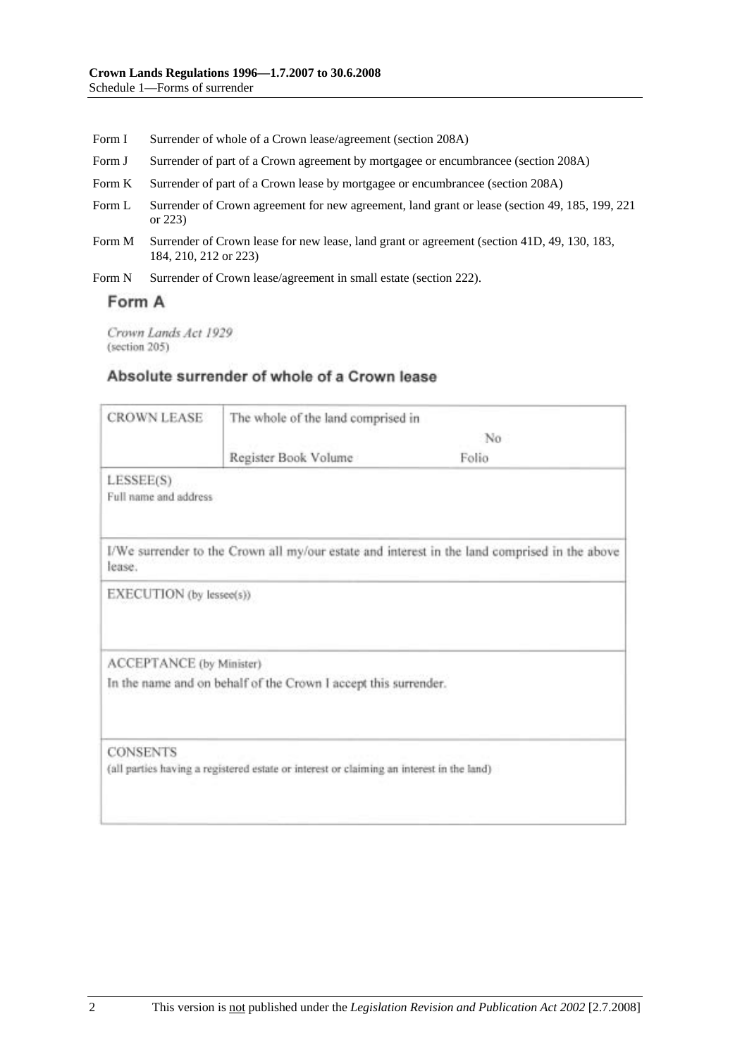| | |
|---|---|
| Form I | Surrender of whole of a Crown lease/agreement (section 208A) |
| Form J | Surrender of part of a Crown agreement by mortgagee or encumbrancee (section 208A) |
| Form K | Surrender of part of a Crown lease by mortgagee or encumbrancee (section 208A) |
| Form L | Surrender of Crown agreement for new agreement, land grant or lease (section 49, 185, 199, 221 or 223) |
| Form M | Surrender of Crown lease for new lease, land grant or agreement (section 41D, 49, 130, 183, 184, 210, 212 or 223) |
| Form N | Surrender of Crown lease/agreement in small estate (section 222). |

## Form A

*Crown Lands Act 1929*
(section 205)

### Absolute surrender of whole of a Crown lease

| CROWN LEASE | The whole of the land comprised in No<br>Register Book Volume Folio |
|---|---|
| LESSEE(S)<br>Full name and address | |
| I/We surrender to the Crown all my/our estate and interest in the land comprised in the above lease. | |
| EXECUTION (by lessee(s)) | |
| ACCEPTANCE (by Minister)<br>In the name and on behalf of the Crown I accept this surrender. | |
| CONSENTS<br>(all parties having a registered estate or interest or claiming an interest in the land) | |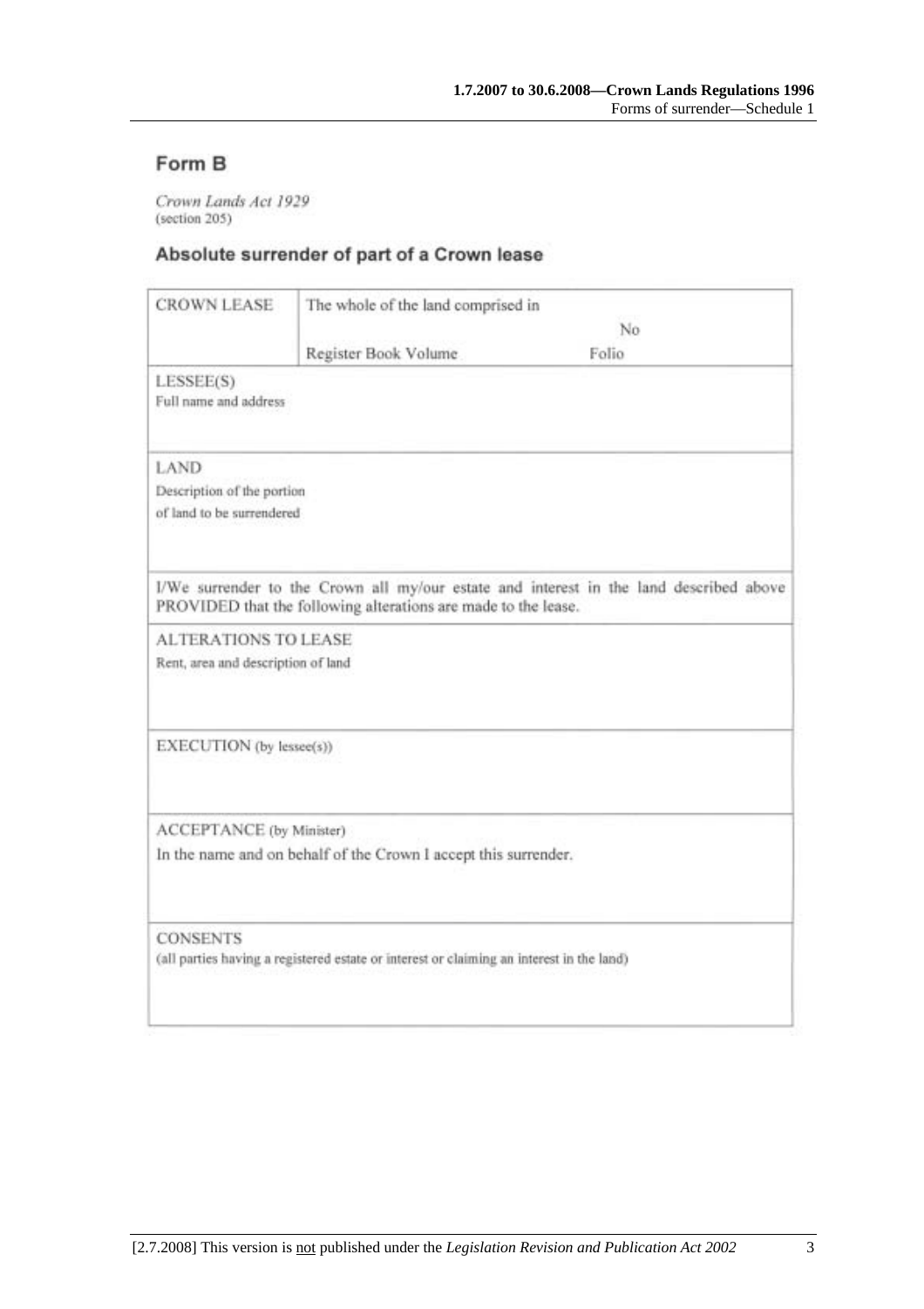## Form B

*Crown Lands Act 1929*
(section 205)

### Absolute surrender of part of a Crown lease

| CROWN LEASE | The whole of the land comprised in No<br>Register Book Volume Folio |
|---|---|
| LESSEE(S)<br>Full name and address | |
| LAND<br>Description of the portion of land to be surrendered | |
| I/We surrender to the Crown all my/our estate and interest in the land described above PROVIDED that the following alterations are made to the lease. | |
| ALTERATIONS TO LEASE<br>Rent, area and description of land | |
| EXECUTION (by lessee(s)) | |
| ACCEPTANCE (by Minister)<br>In the name and on behalf of the Crown I accept this surrender. | |
| CONSENTS<br>(all parties having a registered estate or interest or claiming an interest in the land) | |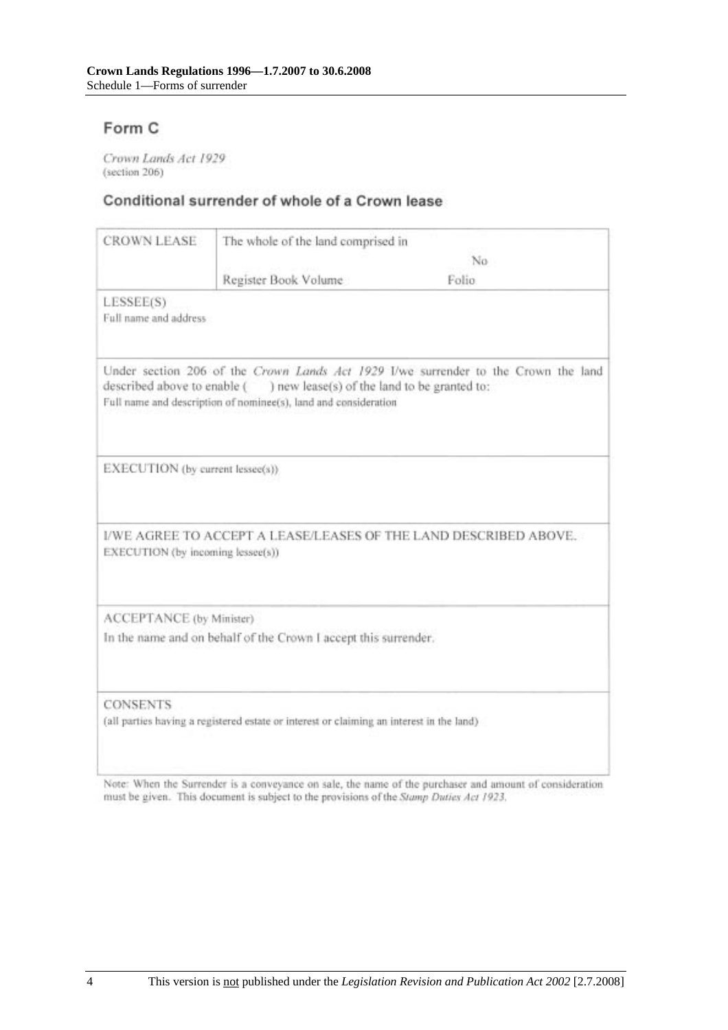## Form C

*Crown Lands Act 1929*
(section 206)

### Conditional surrender of whole of a Crown lease

| CROWN LEASE | The whole of the land comprised in No<br>Register Book Volume Folio |
|---|---|
| LESSEE(S)<br>Full name and address | |
| Under section 206 of the *Crown Lands Act 1929* I/we surrender to the Crown the land described above to enable ( ) new lease(s) of the land to be granted to:<br>Full name and description of nominee(s), land and consideration | |
| EXECUTION (by current lessee(s)) | |
| I/WE AGREE TO ACCEPT A LEASE/LEASES OF THE LAND DESCRIBED ABOVE.<br>EXECUTION (by incoming lessee(s)) | |
| ACCEPTANCE (by Minister)<br>In the name and on behalf of the Crown I accept this surrender. | |
| CONSENTS<br>(all parties having a registered estate or interest or claiming an interest in the land) | |

Note: When the Surrender is a conveyance on sale, the name of the purchaser and amount of consideration must be given. This document is subject to the provisions of the *Stamp Duties Act 1923*.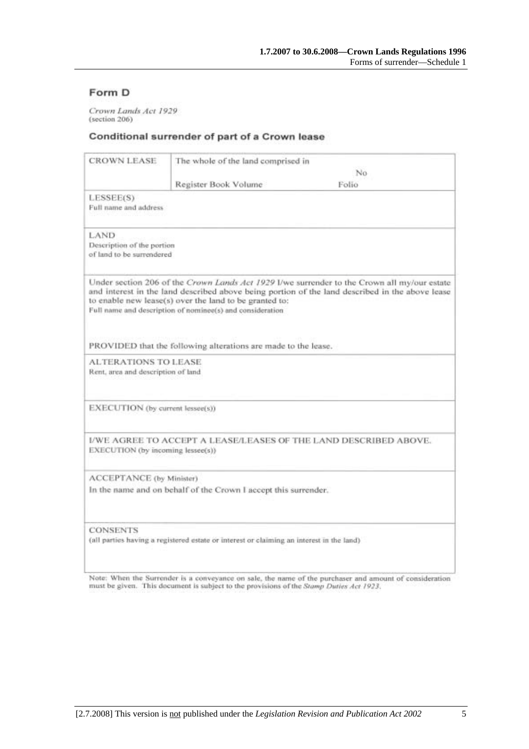## Form D

*Crown Lands Act 1929*
(section 206)

### Conditional surrender of part of a Crown lease

| CROWN LEASE | The whole of the land comprised in | |
|---|---|---|
| | | No |
| | Register Book Volume | Folio |
| LESSEE(S)<br>Full name and address | | |
| LAND<br>Description of the portion of land to be surrendered | | |
| Under section 206 of the *Crown Lands Act 1929* I/we surrender to the Crown all my/our estate and interest in the land described above being portion of the land described in the above lease to enable new lease(s) over the land to be granted to:<br>Full name and description of nominee(s) and consideration<br><br>PROVIDED that the following alterations are made to the lease. | | |
| ALTERATIONS TO LEASE<br>Rent, area and description of land | | |
| EXECUTION (by current lessee(s)) | | |
| I/WE AGREE TO ACCEPT A LEASE/LEASES OF THE LAND DESCRIBED ABOVE.<br>EXECUTION (by incoming lessee(s)) | | |
| ACCEPTANCE (by Minister)<br>In the name and on behalf of the Crown I accept this surrender. | | |
| CONSENTS<br>(all parties having a registered estate or interest or claiming an interest in the land) | | |

Note: When the Surrender is a conveyance on sale, the name of the purchaser and amount of consideration must be given. This document is subject to the provisions of the *Stamp Duties Act 1923*.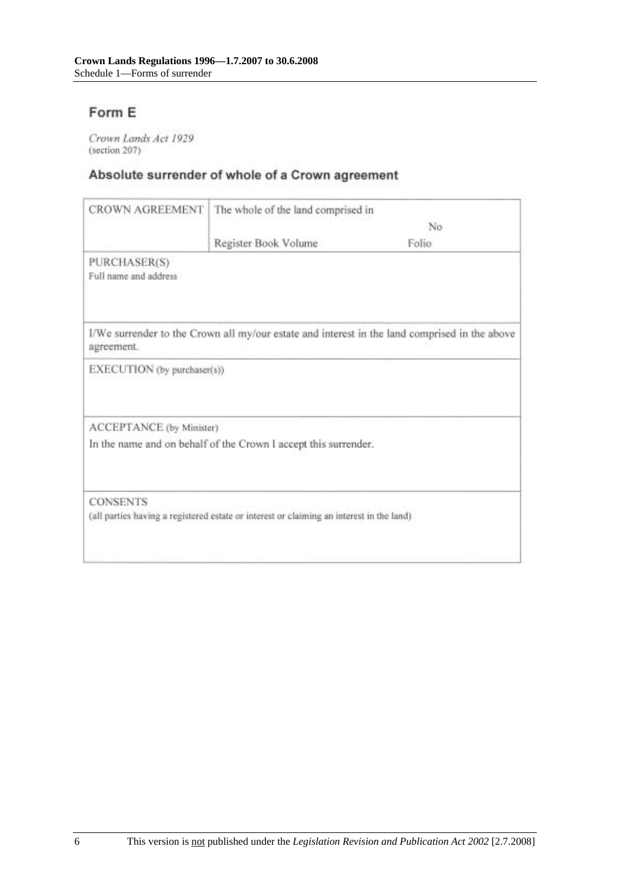## Form E

*Crown Lands Act 1929*
(section 207)

### Absolute surrender of whole of a Crown agreement

| CROWN AGREEMENT | The whole of the land comprised in<br>No<br>Register Book Volume Folio |
|---|---|
| PURCHASER(S)<br>Full name and address | |
| I/We surrender to the Crown all my/our estate and interest in the land comprised in the above agreement. | |
| EXECUTION (by purchaser(s)) | |
| ACCEPTANCE (by Minister)<br>In the name and on behalf of the Crown I accept this surrender. | |
| CONSENTS<br>(all parties having a registered estate or interest or claiming an interest in the land) | |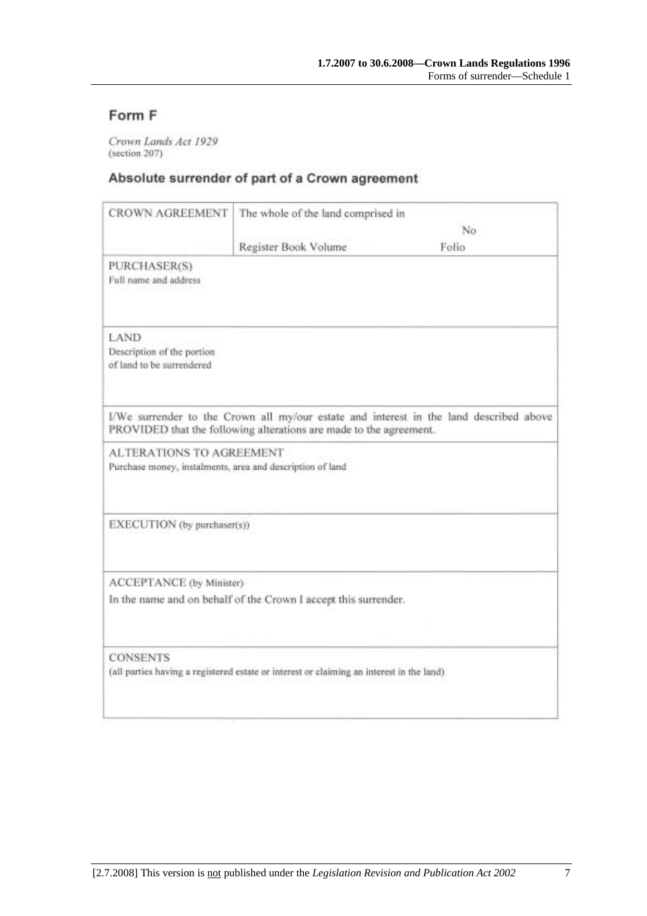## Form F

*Crown Lands Act 1929*
(section 207)

### Absolute surrender of part of a Crown agreement

| CROWN AGREEMENT | The whole of the land comprised in | No |
|---|---|---|
| | Register Book Volume | Folio |
| PURCHASER(S)<br>Full name and address | | |
| LAND<br>Description of the portion of land to be surrendered | | |
| I/We surrender to the Crown all my/our estate and interest in the land described above PROVIDED that the following alterations are made to the agreement. | | |
| ALTERATIONS TO AGREEMENT<br>Purchase money, instalments, area and description of land | | |
| EXECUTION (by purchaser(s)) | | |
| ACCEPTANCE (by Minister)<br>In the name and on behalf of the Crown I accept this surrender. | | |
| CONSENTS<br>(all parties having a registered estate or interest or claiming an interest in the land) | | |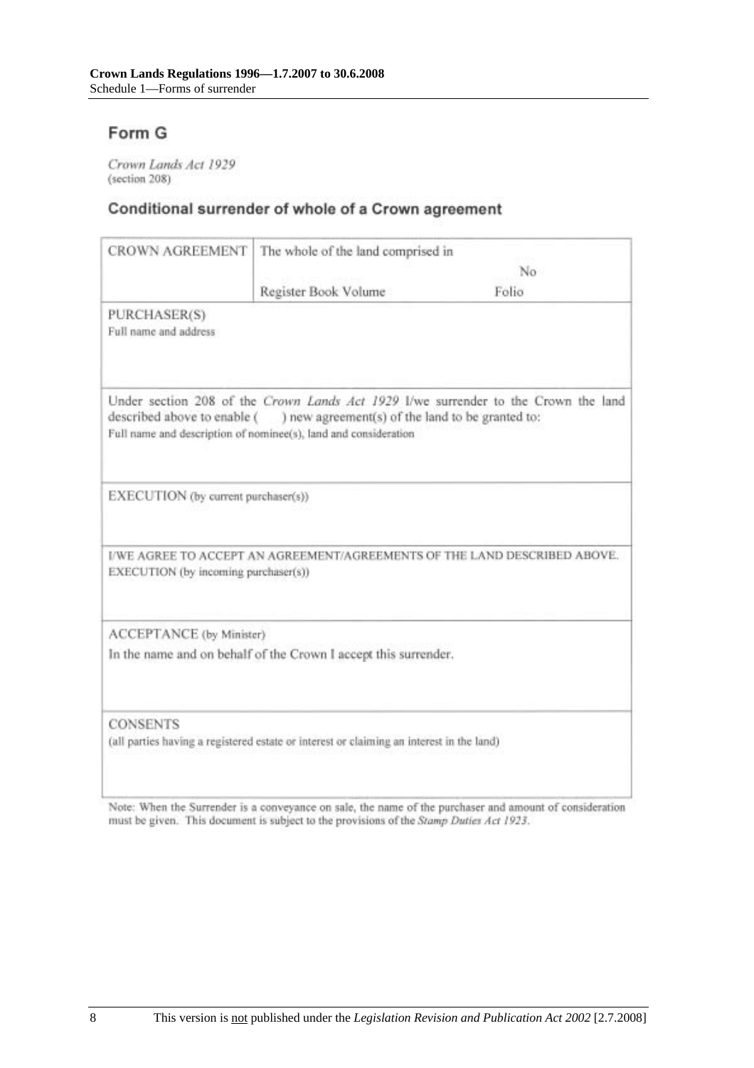## Form G

*Crown Lands Act 1929*
(section 208)

### Conditional surrender of whole of a Crown agreement

| CROWN AGREEMENT | The whole of the land comprised in<br>No<br>Register Book Volume Folio |
|---|---|
| PURCHASER(S)<br>Full name and address | |

Under section 208 of the *Crown Lands Act 1929* I/we surrender to the Crown the land described above to enable ( ) new agreement(s) of the land to be granted to:
Full name and description of nominee(s), land and consideration

EXECUTION (by current purchaser(s))

I/WE AGREE TO ACCEPT AN AGREEMENT/AGREEMENTS OF THE LAND DESCRIBED ABOVE.
EXECUTION (by incoming purchaser(s))

ACCEPTANCE (by Minister)
In the name and on behalf of the Crown I accept this surrender.

CONSENTS
(all parties having a registered estate or interest or claiming an interest in the land)

Note: When the Surrender is a conveyance on sale, the name of the purchaser and amount of consideration must be given. This document is subject to the provisions of the *Stamp Duties Act 1923*.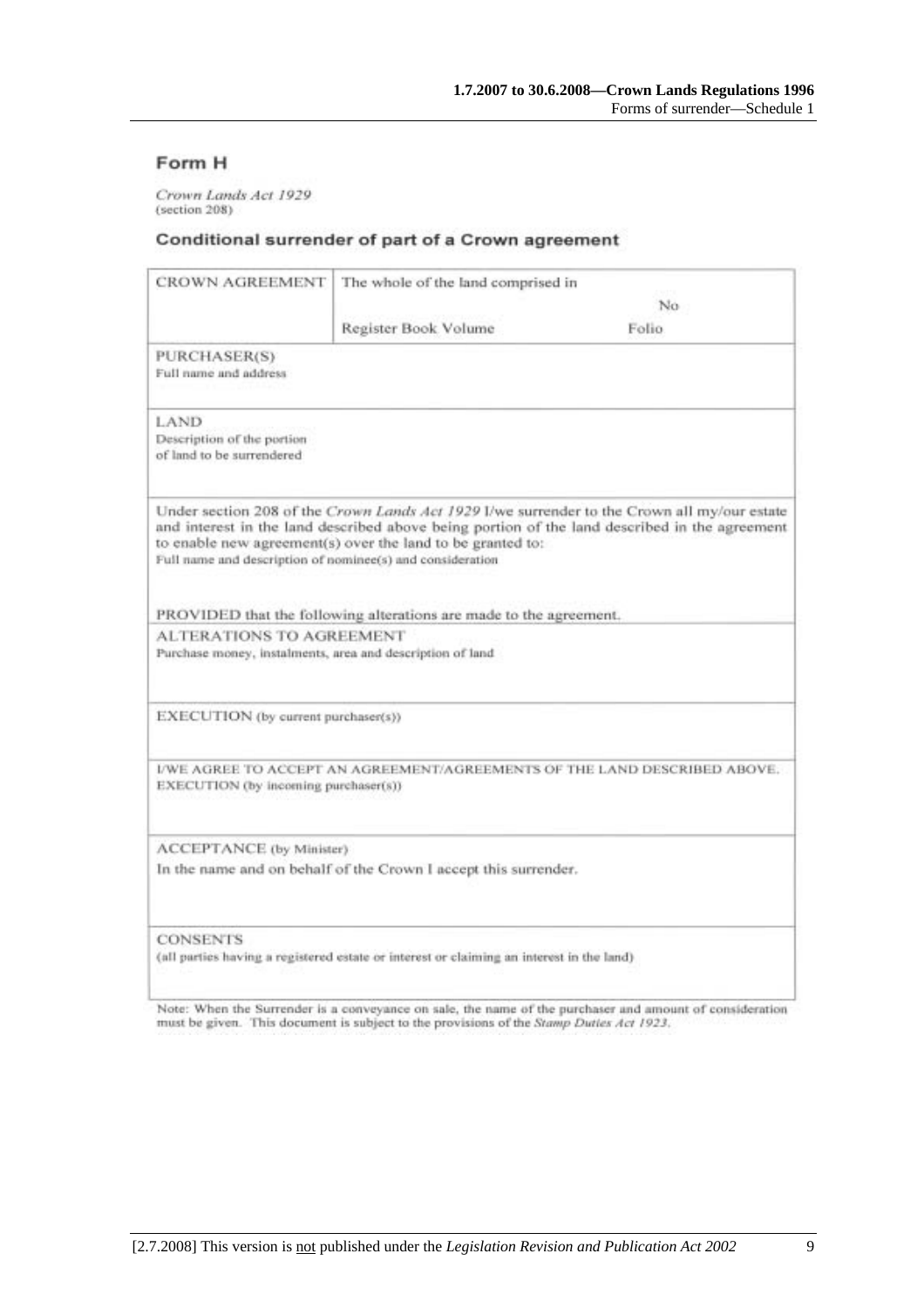## Form H

*Crown Lands Act 1929*
(section 208)

### Conditional surrender of part of a Crown agreement

| CROWN AGREEMENT | The whole of the land comprised in No<br>Register Book Volume Folio |
|---|---|
| PURCHASER(S)<br>Full name and address | |
| LAND<br>Description of the portion of land to be surrendered | |

Under section 208 of the *Crown Lands Act 1929* I/we surrender to the Crown all my/our estate and interest in the land described above being portion of the land described in the agreement to enable new agreement(s) over the land to be granted to:

Full name and description of nominee(s) and consideration

PROVIDED that the following alterations are made to the agreement.

ALTERATIONS TO AGREEMENT
Purchase money, instalments, area and description of land

EXECUTION (by current purchaser(s))

I/WE AGREE TO ACCEPT AN AGREEMENT/AGREEMENTS OF THE LAND DESCRIBED ABOVE.
EXECUTION (by incoming purchaser(s))

ACCEPTANCE (by Minister)
In the name and on behalf of the Crown I accept this surrender.

CONSENTS
(all parties having a registered estate or interest or claiming an interest in the land)

Note: When the Surrender is a conveyance on sale, the name of the purchaser and amount of consideration must be given. This document is subject to the provisions of the *Stamp Duties Act 1923*.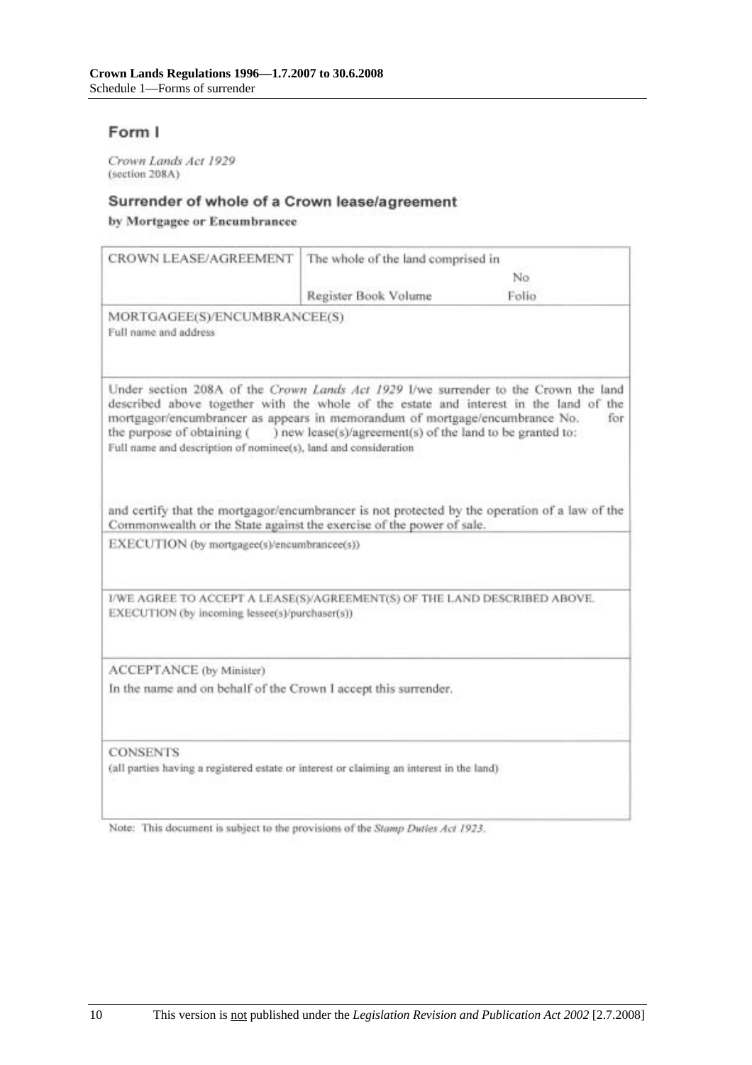## Form I

*Crown Lands Act 1929*
(section 208A)

### Surrender of whole of a Crown lease/agreement

**by Mortgagee or Encumbrancee**

| CROWN LEASE/AGREEMENT | The whole of the land comprised in No<br>Register Book Volume Folio |
|---|---|

MORTGAGEE(S)/ENCUMBRANCEE(S)
Full name and address

Under section 208A of the *Crown Lands Act 1929* I/we surrender to the Crown the land described above together with the whole of the estate and interest in the land of the mortgagor/encumbrancer as appears in memorandum of mortgage/encumbrance No. for the purpose of obtaining ( ) new lease(s)/agreement(s) of the land to be granted to:
Full name and description of nominee(s), land and consideration

and certify that the mortgagor/encumbrancer is not protected by the operation of a law of the Commonwealth or the State against the exercise of the power of sale.

EXECUTION (by mortgagee(s)/encumbrancee(s))

I/WE AGREE TO ACCEPT A LEASE(S)/AGREEMENT(S) OF THE LAND DESCRIBED ABOVE.
EXECUTION (by incoming lessee(s)/purchaser(s))

ACCEPTANCE (by Minister)
In the name and on behalf of the Crown I accept this surrender.

CONSENTS
(all parties having a registered estate or interest or claiming an interest in the land)

Note: This document is subject to the provisions of the *Stamp Duties Act 1923*.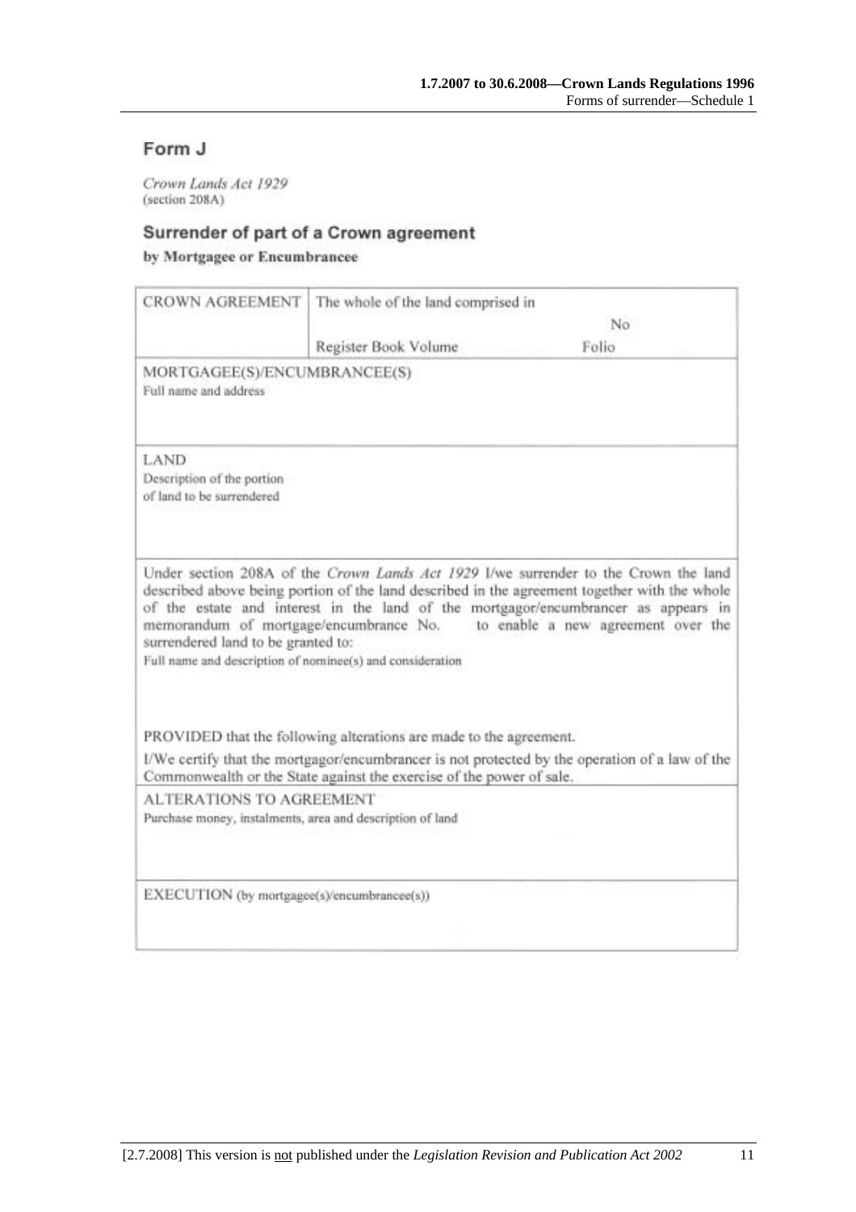## Form J

*Crown Lands Act 1929*
(section 208A)

### Surrender of part of a Crown agreement

**by Mortgagee or Encumbrancee**

| CROWN AGREEMENT | The whole of the land comprised in | No |
|---|---|---|
| | Register Book Volume | Folio |

MORTGAGEE(S)/ENCUMBRANCEE(S)
Full name and address

LAND
Description of the portion of land to be surrendered

Under section 208A of the *Crown Lands Act 1929* I/we surrender to the Crown the land described above being portion of the land described in the agreement together with the whole of the estate and interest in the land of the mortgagor/encumbrancer as appears in memorandum of mortgage/encumbrance No. to enable a new agreement over the surrendered land to be granted to:

Full name and description of nominee(s) and consideration

PROVIDED that the following alterations are made to the agreement.

I/We certify that the mortgagor/encumbrancer is not protected by the operation of a law of the Commonwealth or the State against the exercise of the power of sale.

ALTERATIONS TO AGREEMENT
Purchase money, instalments, area and description of land

EXECUTION (by mortgagee(s)/encumbrancee(s))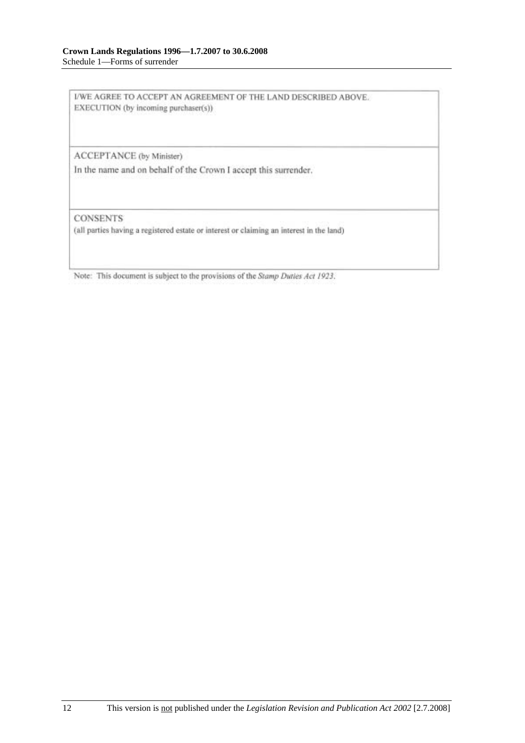I/WE AGREE TO ACCEPT AN AGREEMENT OF THE LAND DESCRIBED ABOVE.
EXECUTION (by incoming purchaser(s))

ACCEPTANCE (by Minister)

In the name and on behalf of the Crown I accept this surrender.

CONSENTS

(all parties having a registered estate or interest or claiming an interest in the land)

Note: This document is subject to the provisions of the *Stamp Duties Act 1923*.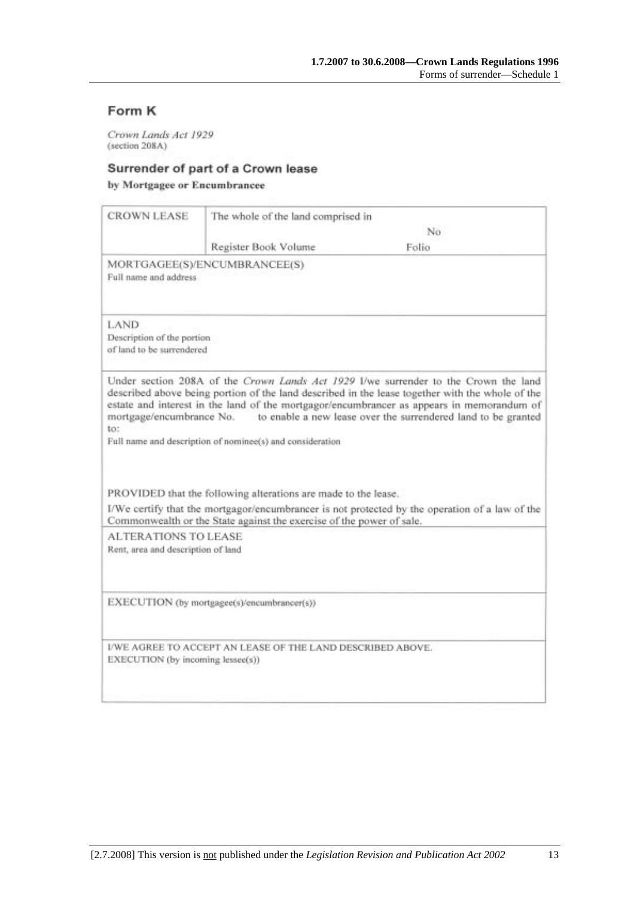## Form K

*Crown Lands Act 1929*
(section 208A)

### Surrender of part of a Crown lease

**by Mortgagee or Encumbrancee**

| CROWN LEASE | The whole of the land comprised in No | |
|---|---|---|
| | Register Book Volume | Folio |

MORTGAGEE(S)/ENCUMBRANCEE(S)
Full name and address

LAND
Description of the portion of land to be surrendered

Under section 208A of the *Crown Lands Act 1929* I/we surrender to the Crown the land described above being portion of the land described in the lease together with the whole of the estate and interest in the land of the mortgagor/encumbrancer as appears in memorandum of mortgage/encumbrance No. to enable a new lease over the surrendered land to be granted to:

Full name and description of nominee(s) and consideration

PROVIDED that the following alterations are made to the lease.

I/We certify that the mortgagor/encumbrancer is not protected by the operation of a law of the Commonwealth or the State against the exercise of the power of sale.

ALTERATIONS TO LEASE
Rent, area and description of land

EXECUTION (by mortgagee(s)/encumbrancer(s))

I/WE AGREE TO ACCEPT AN LEASE OF THE LAND DESCRIBED ABOVE.
EXECUTION (by incoming lessee(s))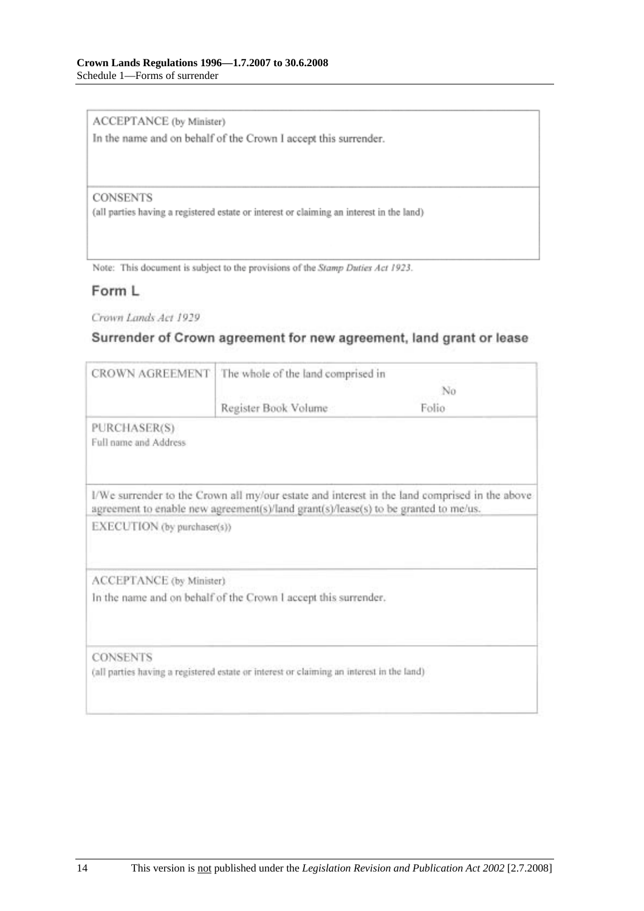| ACCEPTANCE (by Minister) |
|---|
| In the name and on behalf of the Crown I accept this surrender. |
| CONSENTS<br>(all parties having a registered estate or interest or claiming an interest in the land) |

Note: This document is subject to the provisions of the *Stamp Duties Act 1923*.

## Form L

*Crown Lands Act 1929*

### Surrender of Crown agreement for new agreement, land grant or lease

| CROWN AGREEMENT | The whole of the land comprised in | No |
|---|---|---|
| | Register Book Volume | Folio |
| PURCHASER(S)<br>Full name and Address | | |
| I/We surrender to the Crown all my/our estate and interest in the land comprised in the above agreement to enable new agreement(s)/land grant(s)/lease(s) to be granted to me/us. | | |
| EXECUTION (by purchaser(s)) | | |
| ACCEPTANCE (by Minister)<br>In the name and on behalf of the Crown I accept this surrender. | | |
| CONSENTS<br>(all parties having a registered estate or interest or claiming an interest in the land) | | |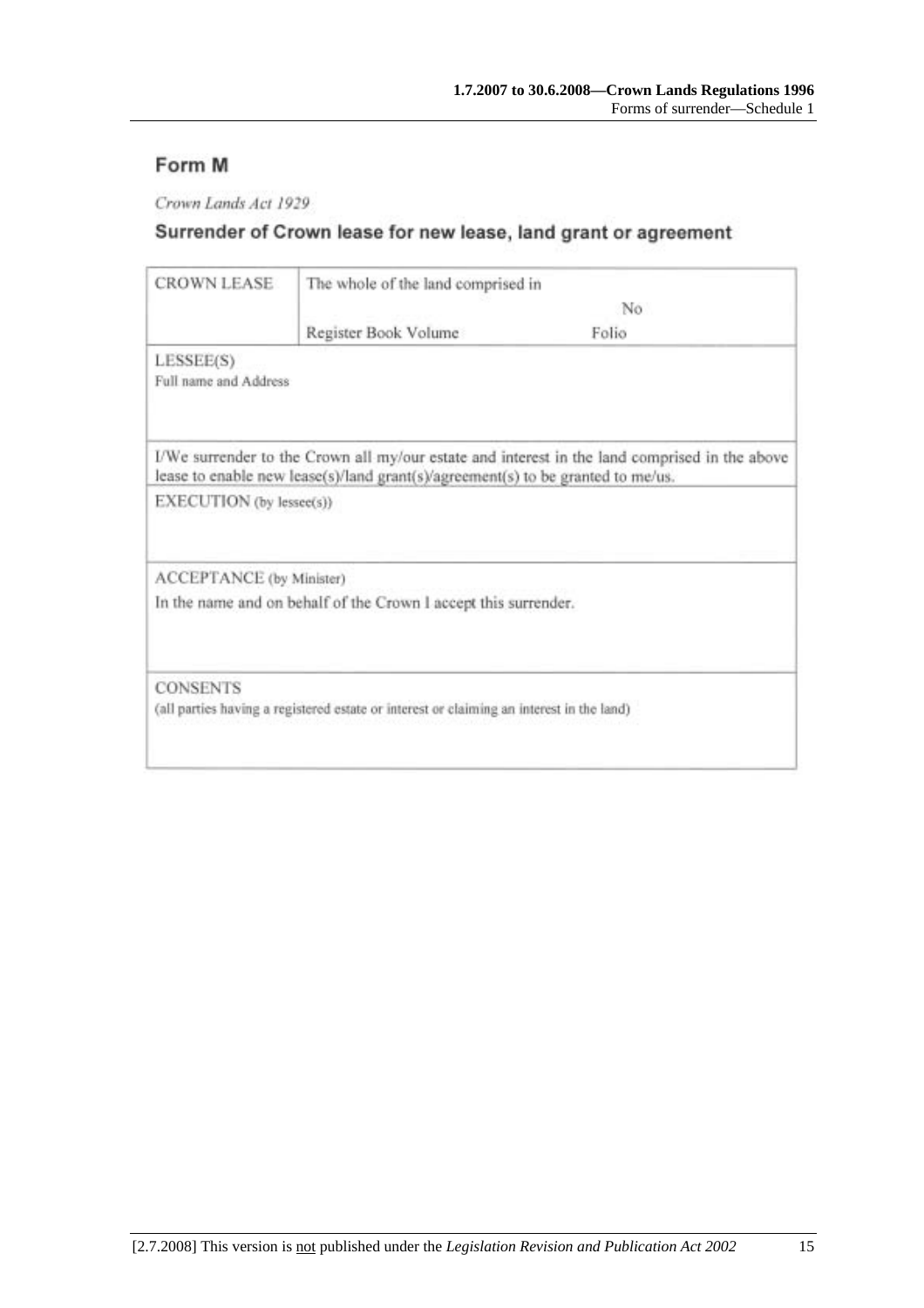## Form M

*Crown Lands Act 1929*

### Surrender of Crown lease for new lease, land grant or agreement

| CROWN LEASE | The whole of the land comprised in | |
|---|---|---|
| | | No |
| | Register Book Volume | Folio |

LESSEE(S)
Full name and Address

I/We surrender to the Crown all my/our estate and interest in the land comprised in the above lease to enable new lease(s)/land grant(s)/agreement(s) to be granted to me/us.

EXECUTION (by lessee(s))

ACCEPTANCE (by Minister)

In the name and on behalf of the Crown I accept this surrender.

CONSENTS
(all parties having a registered estate or interest or claiming an interest in the land)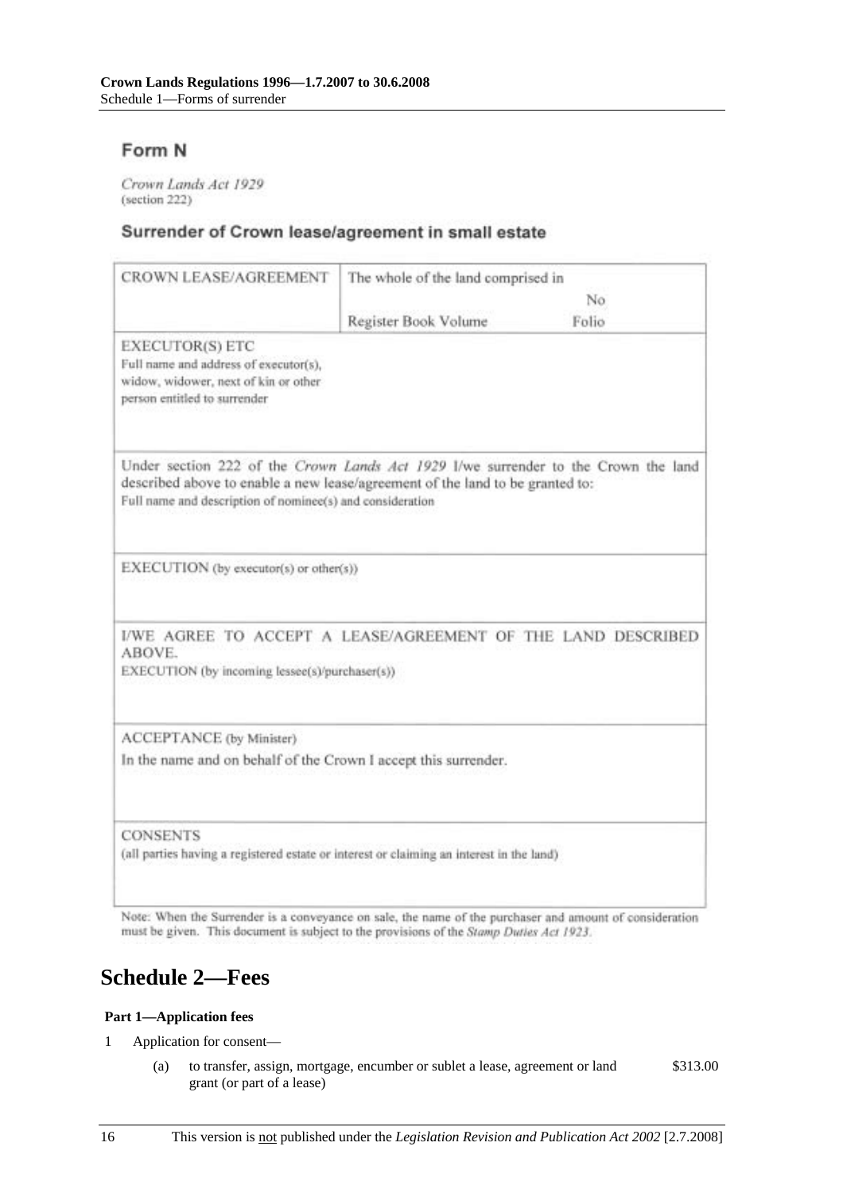## Form N

*Crown Lands Act 1929*
(section 222)

### Surrender of Crown lease/agreement in small estate

| CROWN LEASE/AGREEMENT | The whole of the land comprised in No<br>Register Book Volume Folio |
|---|---|
| EXECUTOR(S) ETC<br>Full name and address of executor(s), widow, widower, next of kin or other person entitled to surrender | |
| Under section 222 of the *Crown Lands Act 1929* I/we surrender to the Crown the land described above to enable a new lease/agreement of the land to be granted to:<br>Full name and description of nominee(s) and consideration | |
| EXECUTION (by executor(s) or other(s)) | |
| I/WE AGREE TO ACCEPT A LEASE/AGREEMENT OF THE LAND DESCRIBED ABOVE.<br>EXECUTION (by incoming lessee(s)/purchaser(s)) | |
| ACCEPTANCE (by Minister)<br>In the name and on behalf of the Crown I accept this surrender. | |
| CONSENTS<br>(all parties having a registered estate or interest or claiming an interest in the land) | |

Note: When the Surrender is a conveyance on sale, the name of the purchaser and amount of consideration must be given. This document is subject to the provisions of the *Stamp Duties Act 1923*.

# Schedule 2—Fees

**Part 1—Application fees**

1 Application for consent—

(a) to transfer, assign, mortgage, encumber or sublet a lease, agreement or land grant (or part of a lease) — $313.00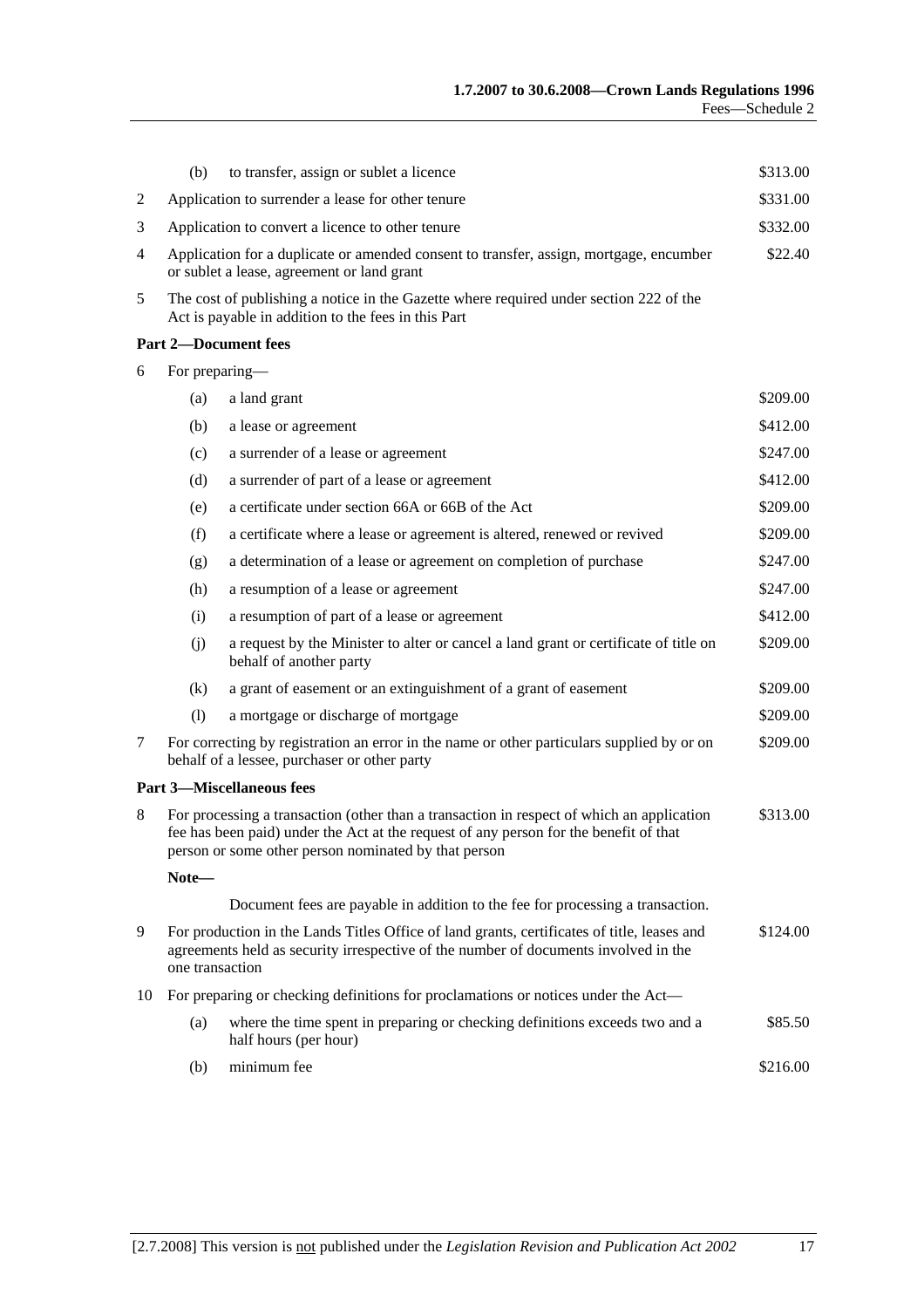| | | | |
|---|---|---|---|
| | (b) | to transfer, assign or sublet a licence | $313.00 |
| 2 | Application to surrender a lease for other tenure | | $331.00 |
| 3 | Application to convert a licence to other tenure | | $332.00 |
| 4 | Application for a duplicate or amended consent to transfer, assign, mortgage, encumber or sublet a lease, agreement or land grant | | $22.40 |
| 5 | The cost of publishing a notice in the Gazette where required under section 222 of the Act is payable in addition to the fees in this Part | | |

**Part 2—Document fees**

| | | | |
|---|---|---|---|
| 6 | For preparing— | | |
| | (a) | a land grant | $209.00 |
| | (b) | a lease or agreement | $412.00 |
| | (c) | a surrender of a lease or agreement | $247.00 |
| | (d) | a surrender of part of a lease or agreement | $412.00 |
| | (e) | a certificate under section 66A or 66B of the Act | $209.00 |
| | (f) | a certificate where a lease or agreement is altered, renewed or revived | $209.00 |
| | (g) | a determination of a lease or agreement on completion of purchase | $247.00 |
| | (h) | a resumption of a lease or agreement | $247.00 |
| | (i) | a resumption of part of a lease or agreement | $412.00 |
| | (j) | a request by the Minister to alter or cancel a land grant or certificate of title on behalf of another party | $209.00 |
| | (k) | a grant of easement or an extinguishment of a grant of easement | $209.00 |
| | (l) | a mortgage or discharge of mortgage | $209.00 |
| 7 | For correcting by registration an error in the name or other particulars supplied by or on behalf of a lessee, purchaser or other party | | $209.00 |

**Part 3—Miscellaneous fees**

| | | | |
|---|---|---|---|
| 8 | For processing a transaction (other than a transaction in respect of which an application fee has been paid) under the Act at the request of any person for the benefit of that person or some other person nominated by that person | | $313.00 |

**Note—**

Document fees are payable in addition to the fee for processing a transaction.

| | | | |
|---|---|---|---|
| 9 | For production in the Lands Titles Office of land grants, certificates of title, leases and agreements held as security irrespective of the number of documents involved in the one transaction | | $124.00 |
| 10 | For preparing or checking definitions for proclamations or notices under the Act— | | |
| | (a) | where the time spent in preparing or checking definitions exceeds two and a half hours (per hour) | $85.50 |
| | (b) | minimum fee | $216.00 |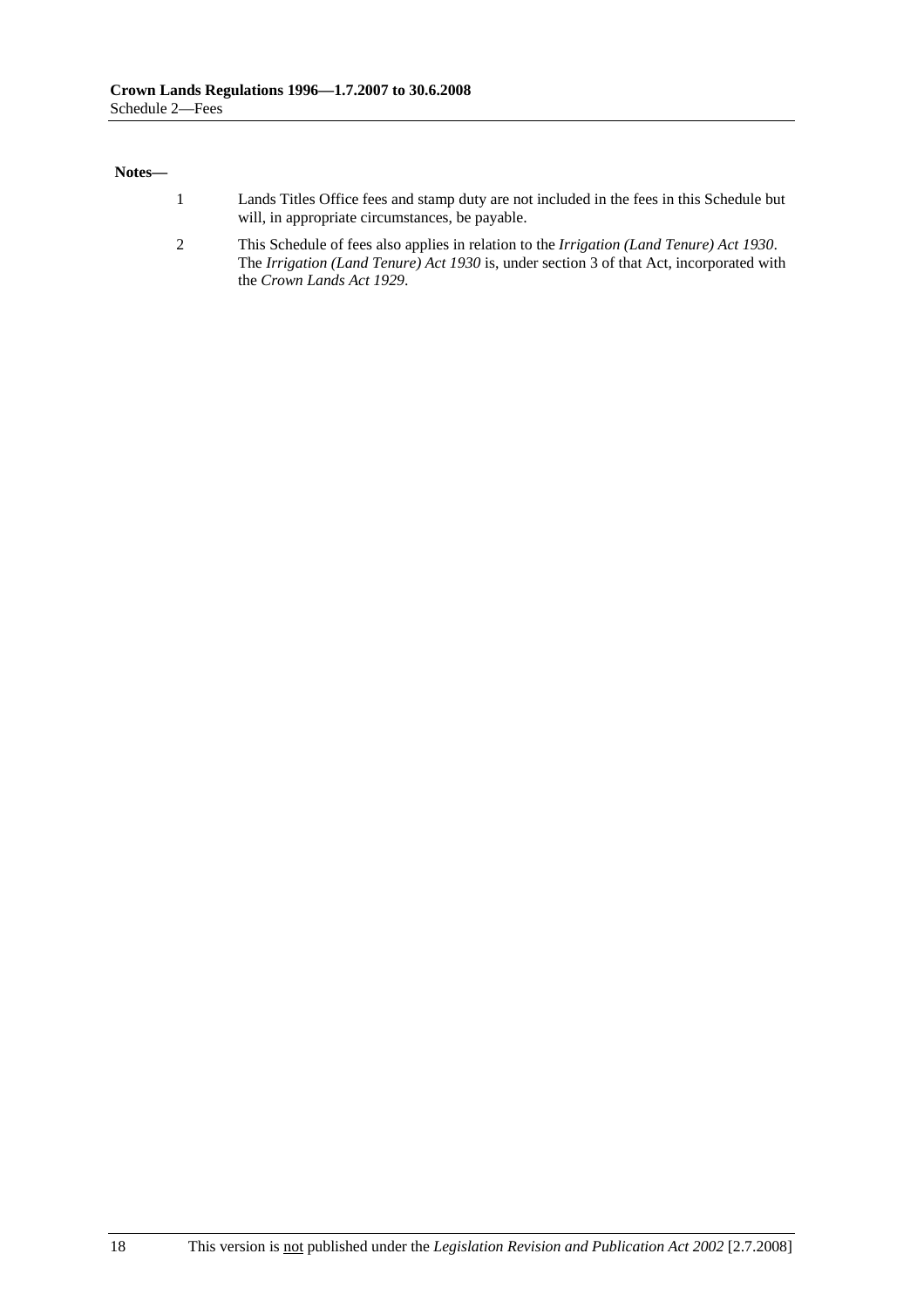**Notes—**

1. Lands Titles Office fees and stamp duty are not included in the fees in this Schedule but will, in appropriate circumstances, be payable.
2. This Schedule of fees also applies in relation to the *Irrigation (Land Tenure) Act 1930*. The *Irrigation (Land Tenure) Act 1930* is, under section 3 of that Act, incorporated with the *Crown Lands Act 1929*.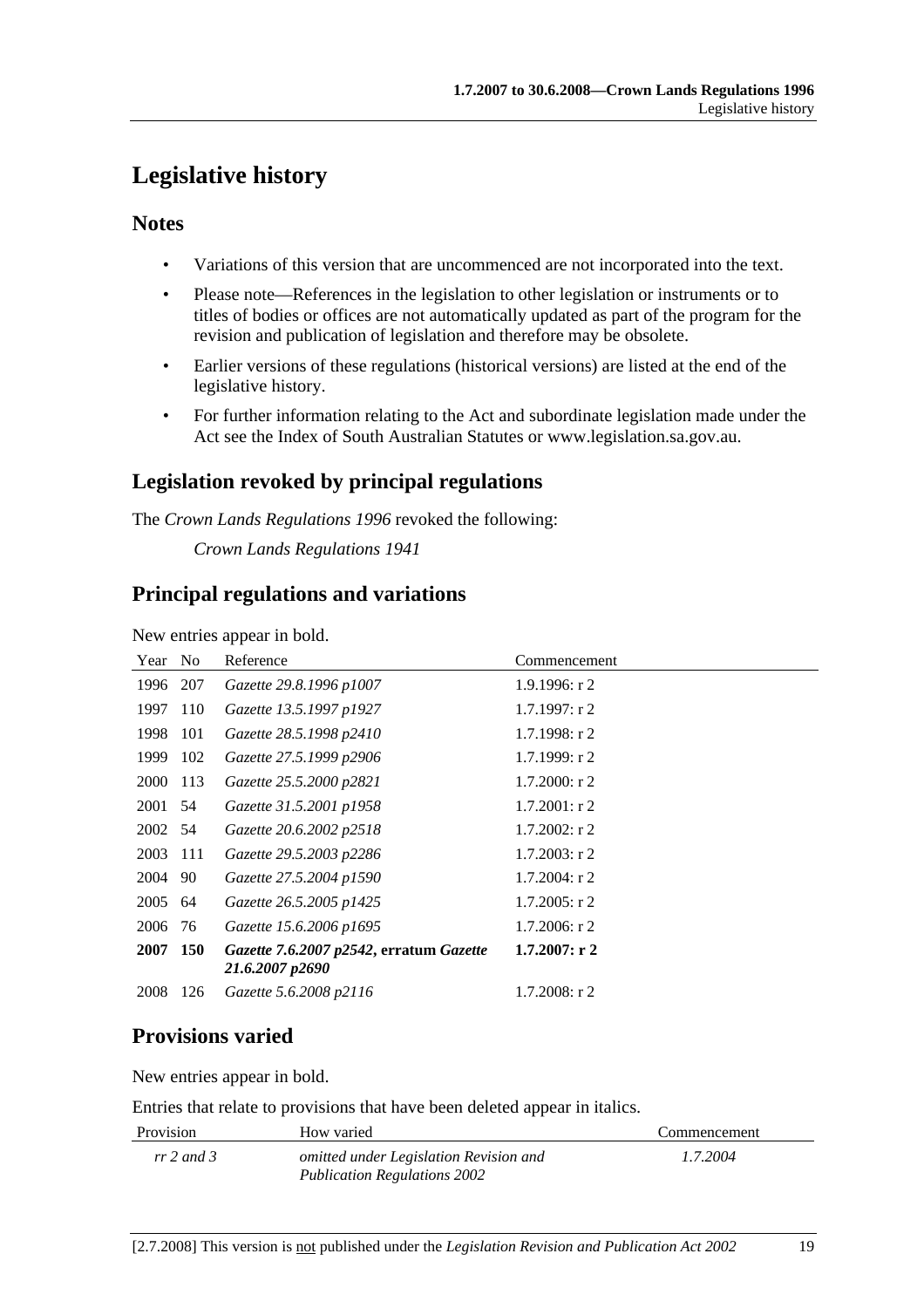# Legislative history

## Notes

- Variations of this version that are uncommenced are not incorporated into the text.
- Please note—References in the legislation to other legislation or instruments or to titles of bodies or offices are not automatically updated as part of the program for the revision and publication of legislation and therefore may be obsolete.
- Earlier versions of these regulations (historical versions) are listed at the end of the legislative history.
- For further information relating to the Act and subordinate legislation made under the Act see the Index of South Australian Statutes or www.legislation.sa.gov.au.

## Legislation revoked by principal regulations

The *Crown Lands Regulations 1996* revoked the following:

*Crown Lands Regulations 1941*

## Principal regulations and variations

New entries appear in bold.

| Year | No | Reference | Commencement |
|---|---|---|---|
| 1996 | 207 | *Gazette 29.8.1996 p1007* | 1.9.1996: r 2 |
| 1997 | 110 | *Gazette 13.5.1997 p1927* | 1.7.1997: r 2 |
| 1998 | 101 | *Gazette 28.5.1998 p2410* | 1.7.1998: r 2 |
| 1999 | 102 | *Gazette 27.5.1999 p2906* | 1.7.1999: r 2 |
| 2000 | 113 | *Gazette 25.5.2000 p2821* | 1.7.2000: r 2 |
| 2001 | 54 | *Gazette 31.5.2001 p1958* | 1.7.2001: r 2 |
| 2002 | 54 | *Gazette 20.6.2002 p2518* | 1.7.2002: r 2 |
| 2003 | 111 | *Gazette 29.5.2003 p2286* | 1.7.2003: r 2 |
| 2004 | 90 | *Gazette 27.5.2004 p1590* | 1.7.2004: r 2 |
| 2005 | 64 | *Gazette 26.5.2005 p1425* | 1.7.2005: r 2 |
| 2006 | 76 | *Gazette 15.6.2006 p1695* | 1.7.2006: r 2 |
| **2007** | **150** | ***Gazette 7.6.2007 p2542*, erratum *Gazette 21.6.2007 p2690*** | **1.7.2007: r 2** |
| 2008 | 126 | *Gazette 5.6.2008 p2116* | 1.7.2008: r 2 |

## Provisions varied

New entries appear in bold.

Entries that relate to provisions that have been deleted appear in italics.

| Provision | How varied | Commencement |
|---|---|---|
| *rr 2 and 3* | *omitted under Legislation Revision and Publication Regulations 2002* | *1.7.2004* |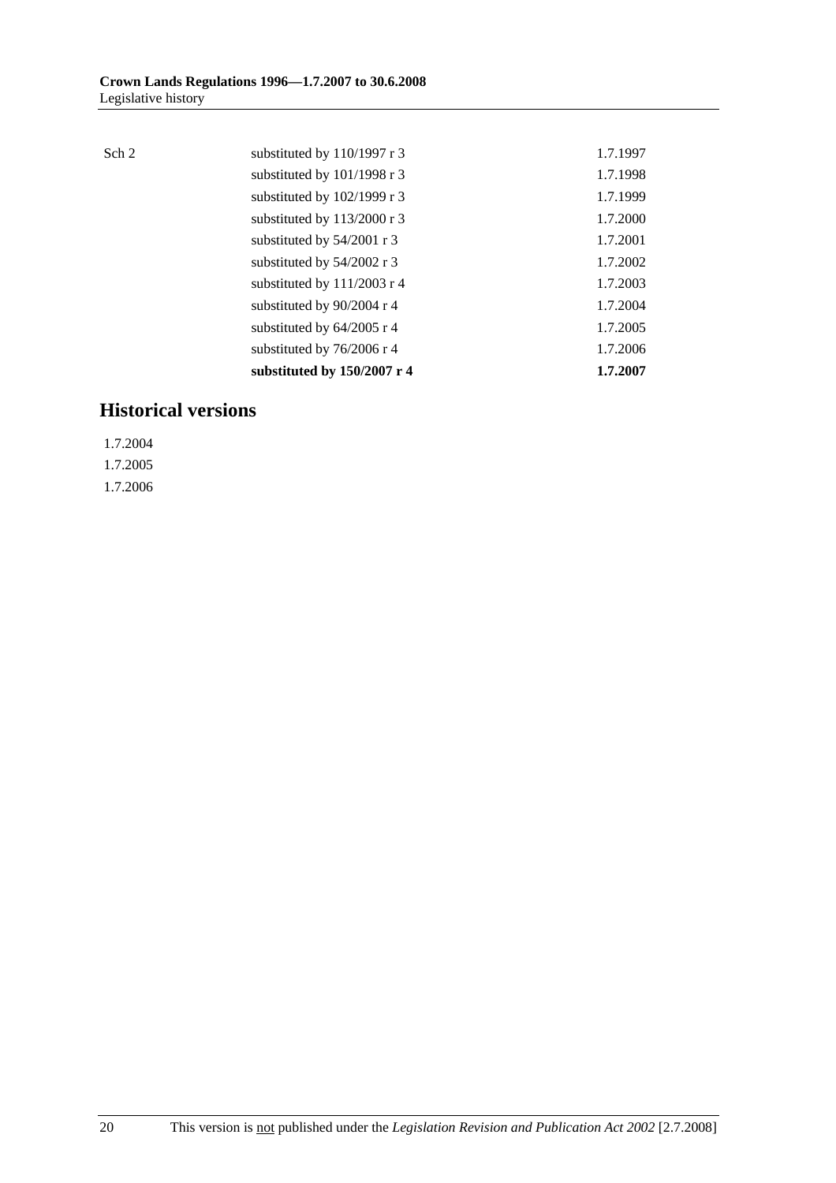| | | |
|---|---|---|
| Sch 2 | substituted by 110/1997 r 3 | 1.7.1997 |
| | substituted by 101/1998 r 3 | 1.7.1998 |
| | substituted by 102/1999 r 3 | 1.7.1999 |
| | substituted by 113/2000 r 3 | 1.7.2000 |
| | substituted by 54/2001 r 3 | 1.7.2001 |
| | substituted by 54/2002 r 3 | 1.7.2002 |
| | substituted by 111/2003 r 4 | 1.7.2003 |
| | substituted by 90/2004 r 4 | 1.7.2004 |
| | substituted by 64/2005 r 4 | 1.7.2005 |
| | substituted by 76/2006 r 4 | 1.7.2006 |
| | **substituted by 150/2007 r 4** | **1.7.2007** |

## Historical versions

1.7.2004

1.7.2005

1.7.2006